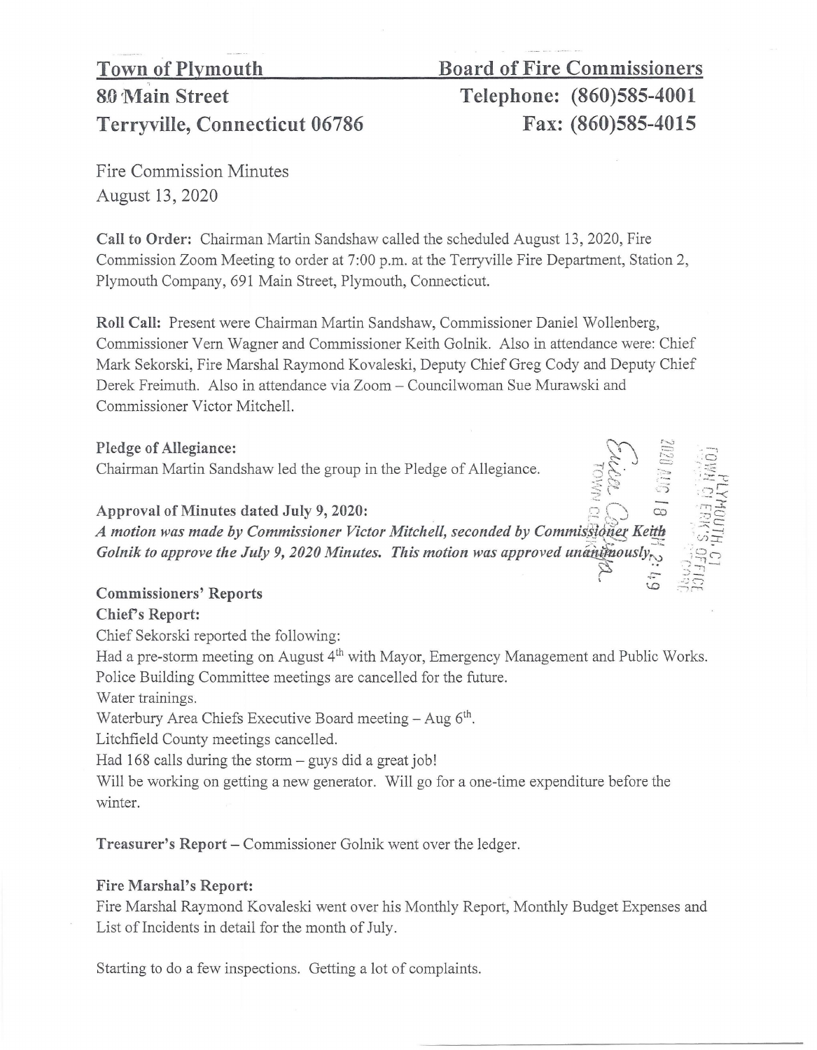**Town of Plymouth** | **Board of Fire Commissioners**

**80 Main Street** | **Telephone: (860)585-4001**

**Terryville, Connecticut 06786** | **Fax: (860)585-4015**

Fire Commission Minutes
August 13, 2020

**Call to Order:** Chairman Martin Sandshaw called the scheduled August 13, 2020, Fire Commission Zoom Meeting to order at 7:00 p.m. at the Terryville Fire Department, Station 2, Plymouth Company, 691 Main Street, Plymouth, Connecticut.

**Roll Call:** Present were Chairman Martin Sandshaw, Commissioner Daniel Wollenberg, Commissioner Vern Wagner and Commissioner Keith Golnik. Also in attendance were: Chief Mark Sekorski, Fire Marshal Raymond Kovaleski, Deputy Chief Greg Cody and Deputy Chief Derek Freimuth. Also in attendance via Zoom – Councilwoman Sue Murawski and Commissioner Victor Mitchell.

**Pledge of Allegiance:**
Chairman Martin Sandshaw led the group in the Pledge of Allegiance.

**Approval of Minutes dated July 9, 2020:**
***A motion was made by Commissioner Victor Mitchell, seconded by Commissioner Keith Golnik to approve the July 9, 2020 Minutes. This motion was approved unanimously.***

**Commissioners' Reports**

**Chief's Report:**

Chief Sekorski reported the following:

Had a pre-storm meeting on August 4th with Mayor, Emergency Management and Public Works.
Police Building Committee meetings are cancelled for the future.
Water trainings.
Waterbury Area Chiefs Executive Board meeting – Aug 6th.
Litchfield County meetings cancelled.
Had 168 calls during the storm – guys did a great job!
Will be working on getting a new generator. Will go for a one-time expenditure before the winter.

**Treasurer's Report** – Commissioner Golnik went over the ledger.

**Fire Marshal's Report:**

Fire Marshal Raymond Kovaleski went over his Monthly Report, Monthly Budget Expenses and List of Incidents in detail for the month of July.

Starting to do a few inspections. Getting a lot of complaints.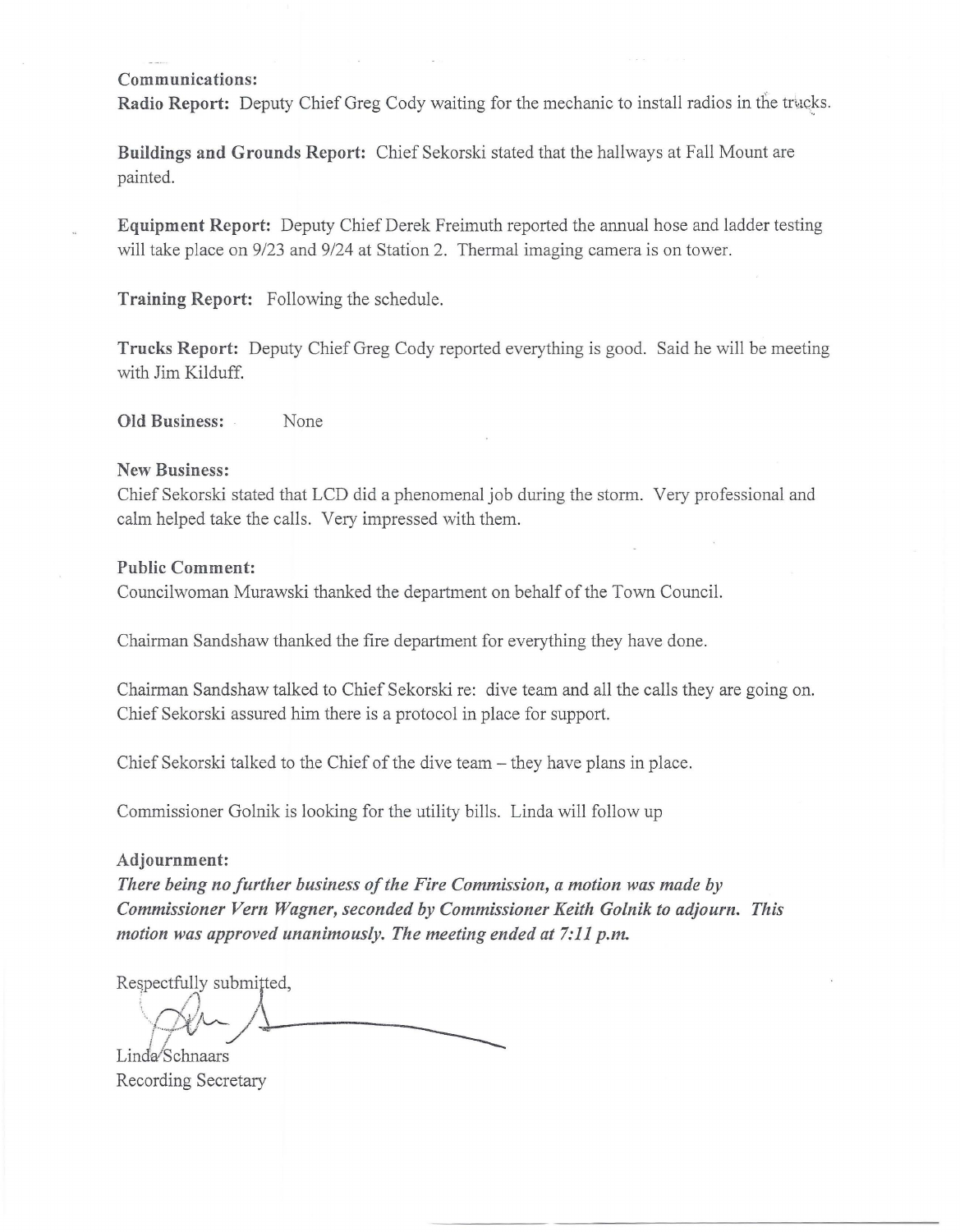**Communications:**
**Radio Report:** Deputy Chief Greg Cody waiting for the mechanic to install radios in the trucks.

**Buildings and Grounds Report:** Chief Sekorski stated that the hallways at Fall Mount are painted.

**Equipment Report:** Deputy Chief Derek Freimuth reported the annual hose and ladder testing will take place on 9/23 and 9/24 at Station 2. Thermal imaging camera is on tower.

**Training Report:** Following the schedule.

**Trucks Report:** Deputy Chief Greg Cody reported everything is good. Said he will be meeting with Jim Kilduff.

**Old Business:** None

**New Business:**
Chief Sekorski stated that LCD did a phenomenal job during the storm. Very professional and calm helped take the calls. Very impressed with them.

**Public Comment:**
Councilwoman Murawski thanked the department on behalf of the Town Council.

Chairman Sandshaw thanked the fire department for everything they have done.

Chairman Sandshaw talked to Chief Sekorski re: dive team and all the calls they are going on. Chief Sekorski assured him there is a protocol in place for support.

Chief Sekorski talked to the Chief of the dive team – they have plans in place.

Commissioner Golnik is looking for the utility bills. Linda will follow up

**Adjournment:**
***There being no further business of the Fire Commission, a motion was made by Commissioner Vern Wagner, seconded by Commissioner Keith Golnik to adjourn. This motion was approved unanimously. The meeting ended at 7:11 p.m.***

Respectfully submitted,

Linda Schnaars
Recording Secretary